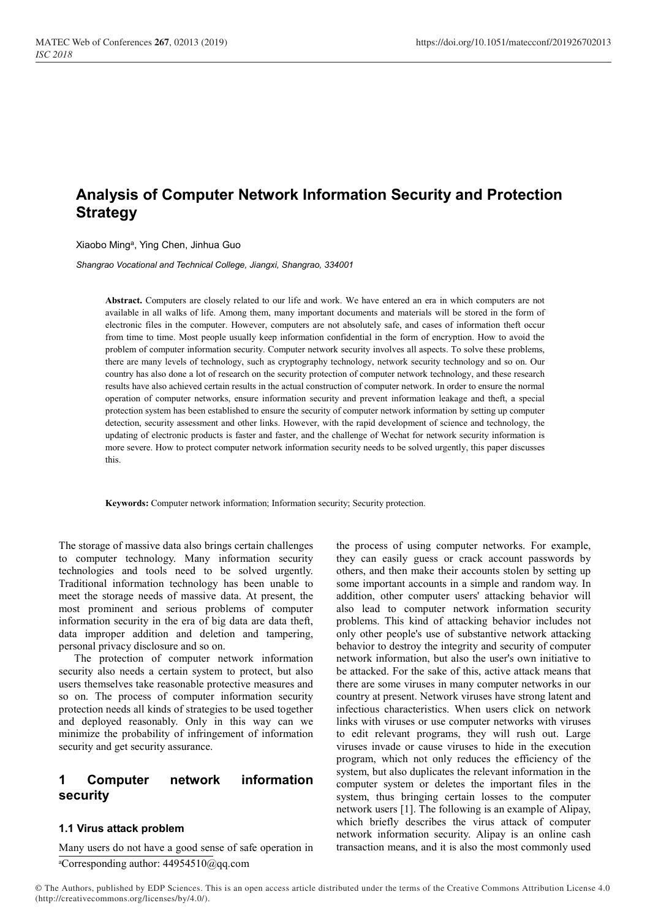# Analysis of Computer Network Information Security and Protection Strategy

Xiaobo Ming[a], Ying Chen, Jinhua Guo

*Shangrao Vocational and Technical College, Jiangxi, Shangrao, 334001*

**Abstract.** Computers are closely related to our life and work. We have entered an era in which computers are not available in all walks of life. Among them, many important documents and materials will be stored in the form of electronic files in the computer. However, computers are not absolutely safe, and cases of information theft occur from time to time. Most people usually keep information confidential in the form of encryption. How to avoid the problem of computer information security. Computer network security involves all aspects. To solve these problems, there are many levels of technology, such as cryptography technology, network security technology and so on. Our country has also done a lot of research on the security protection of computer network technology, and these research results have also achieved certain results in the actual construction of computer network. In order to ensure the normal operation of computer networks, ensure information security and prevent information leakage and theft, a special protection system has been established to ensure the security of computer network information by setting up computer detection, security assessment and other links. However, with the rapid development of science and technology, the updating of electronic products is faster and faster, and the challenge of Wechat for network security information is more severe. How to protect computer network information security needs to be solved urgently, this paper discusses this.

**Keywords:** Computer network information; Information security; Security protection.

The storage of massive data also brings certain challenges to computer technology. Many information security technologies and tools need to be solved urgently. Traditional information technology has been unable to meet the storage needs of massive data. At present, the most prominent and serious problems of computer information security in the era of big data are data theft, data improper addition and deletion and tampering, personal privacy disclosure and so on.

The protection of computer network information security also needs a certain system to protect, but also users themselves take reasonable protective measures and so on. The process of computer information security protection needs all kinds of strategies to be used together and deployed reasonably. Only in this way can we minimize the probability of infringement of information security and get security assurance.

## 1 Computer network information security

### 1.1 Virus attack problem

Many users do not have a good sense of safe operation in the process of using computer networks. For example, they can easily guess or crack account passwords by others, and then make their accounts stolen by setting up some important accounts in a simple and random way. In addition, other computer users' attacking behavior will also lead to computer network information security problems. This kind of attacking behavior includes not only other people's use of substantive network attacking behavior to destroy the integrity and security of computer network information, but also the user's own initiative to be attacked. For the sake of this, active attack means that there are some viruses in many computer networks in our country at present. Network viruses have strong latent and infectious characteristics. When users click on network links with viruses or use computer networks with viruses to edit relevant programs, they will rush out. Large viruses invade or cause viruses to hide in the execution program, which not only reduces the efficiency of the system, but also duplicates the relevant information in the computer system or deletes the important files in the system, thus bringing certain losses to the computer network users [1]. The following is an example of Alipay, which briefly describes the virus attack of computer network information security. Alipay is an online cash transaction means, and it is also the most commonly used

[a]Corresponding author: 44954510@qq.com

© The Authors, published by EDP Sciences. This is an open access article distributed under the terms of the Creative Commons Attribution License 4.0 (http://creativecommons.org/licenses/by/4.0/).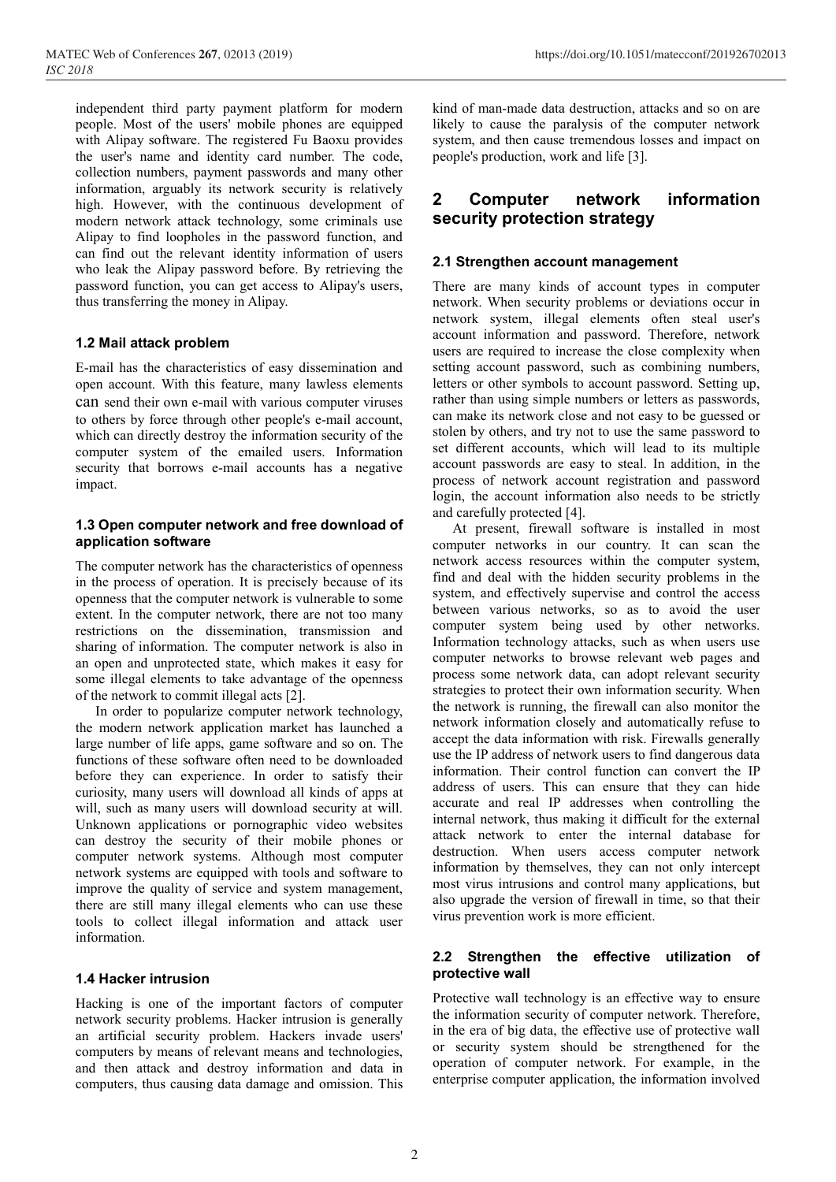independent third party payment platform for modern people. Most of the users' mobile phones are equipped with Alipay software. The registered Fu Baoxu provides the user's name and identity card number. The code, collection numbers, payment passwords and many other information, arguably its network security is relatively high. However, with the continuous development of modern network attack technology, some criminals use Alipay to find loopholes in the password function, and can find out the relevant identity information of users who leak the Alipay password before. By retrieving the password function, you can get access to Alipay's users, thus transferring the money in Alipay.

### 1.2 Mail attack problem

E-mail has the characteristics of easy dissemination and open account. With this feature, many lawless elements can send their own e-mail with various computer viruses to others by force through other people's e-mail account, which can directly destroy the information security of the computer system of the emailed users. Information security that borrows e-mail accounts has a negative impact.

### 1.3 Open computer network and free download of application software

The computer network has the characteristics of openness in the process of operation. It is precisely because of its openness that the computer network is vulnerable to some extent. In the computer network, there are not too many restrictions on the dissemination, transmission and sharing of information. The computer network is also in an open and unprotected state, which makes it easy for some illegal elements to take advantage of the openness of the network to commit illegal acts [2].

In order to popularize computer network technology, the modern network application market has launched a large number of life apps, game software and so on. The functions of these software often need to be downloaded before they can experience. In order to satisfy their curiosity, many users will download all kinds of apps at will, such as many users will download security at will. Unknown applications or pornographic video websites can destroy the security of their mobile phones or computer network systems. Although most computer network systems are equipped with tools and software to improve the quality of service and system management, there are still many illegal elements who can use these tools to collect illegal information and attack user information.

### 1.4 Hacker intrusion

Hacking is one of the important factors of computer network security problems. Hacker intrusion is generally an artificial security problem. Hackers invade users' computers by means of relevant means and technologies, and then attack and destroy information and data in computers, thus causing data damage and omission. This kind of man-made data destruction, attacks and so on are likely to cause the paralysis of the computer network system, and then cause tremendous losses and impact on people's production, work and life [3].

## 2 Computer network information security protection strategy

### 2.1 Strengthen account management

There are many kinds of account types in computer network. When security problems or deviations occur in network system, illegal elements often steal user's account information and password. Therefore, network users are required to increase the close complexity when setting account password, such as combining numbers, letters or other symbols to account password. Setting up, rather than using simple numbers or letters as passwords, can make its network close and not easy to be guessed or stolen by others, and try not to use the same password to set different accounts, which will lead to its multiple account passwords are easy to steal. In addition, in the process of network account registration and password login, the account information also needs to be strictly and carefully protected [4].

At present, firewall software is installed in most computer networks in our country. It can scan the network access resources within the computer system, find and deal with the hidden security problems in the system, and effectively supervise and control the access between various networks, so as to avoid the user computer system being used by other networks. Information technology attacks, such as when users use computer networks to browse relevant web pages and process some network data, can adopt relevant security strategies to protect their own information security. When the network is running, the firewall can also monitor the network information closely and automatically refuse to accept the data information with risk. Firewalls generally use the IP address of network users to find dangerous data information. Their control function can convert the IP address of users. This can ensure that they can hide accurate and real IP addresses when controlling the internal network, thus making it difficult for the external attack network to enter the internal database for destruction. When users access computer network information by themselves, they can not only intercept most virus intrusions and control many applications, but also upgrade the version of firewall in time, so that their virus prevention work is more efficient.

### 2.2 Strengthen the effective utilization of protective wall

Protective wall technology is an effective way to ensure the information security of computer network. Therefore, in the era of big data, the effective use of protective wall or security system should be strengthened for the operation of computer network. For example, in the enterprise computer application, the information involved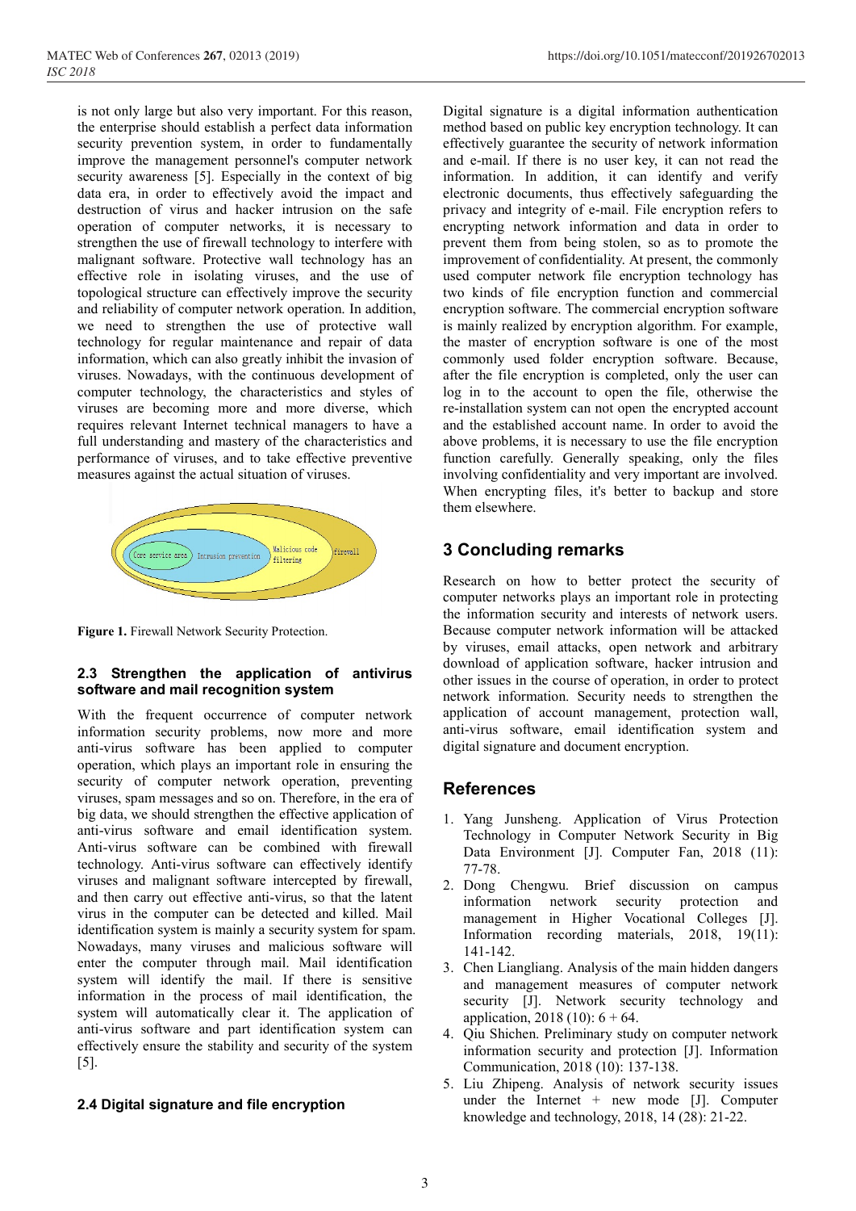is not only large but also very important. For this reason, the enterprise should establish a perfect data information security prevention system, in order to fundamentally improve the management personnel's computer network security awareness [5]. Especially in the context of big data era, in order to effectively avoid the impact and destruction of virus and hacker intrusion on the safe operation of computer networks, it is necessary to strengthen the use of firewall technology to interfere with malignant software. Protective wall technology has an effective role in isolating viruses, and the use of topological structure can effectively improve the security and reliability of computer network operation. In addition, we need to strengthen the use of protective wall technology for regular maintenance and repair of data information, which can also greatly inhibit the invasion of viruses. Nowadays, with the continuous development of computer technology, the characteristics and styles of viruses are becoming more and more diverse, which requires relevant Internet technical managers to have a full understanding and mastery of the characteristics and performance of viruses, and to take effective preventive measures against the actual situation of viruses.

Core service area
Intrusion prevention
Malicious code filtering
firewall

**Figure 1.** Firewall Network Security Protection.

### 2.3 Strengthen the application of antivirus software and mail recognition system

With the frequent occurrence of computer network information security problems, now more and more anti-virus software has been applied to computer operation, which plays an important role in ensuring the security of computer network operation, preventing viruses, spam messages and so on. Therefore, in the era of big data, we should strengthen the effective application of anti-virus software and email identification system. Anti-virus software can be combined with firewall technology. Anti-virus software can effectively identify viruses and malignant software intercepted by firewall, and then carry out effective anti-virus, so that the latent virus in the computer can be detected and killed. Mail identification system is mainly a security system for spam. Nowadays, many viruses and malicious software will enter the computer through mail. Mail identification system will identify the mail. If there is sensitive information in the process of mail identification, the system will automatically clear it. The application of anti-virus software and part identification system can effectively ensure the stability and security of the system [5].

### 2.4 Digital signature and file encryption

Digital signature is a digital information authentication method based on public key encryption technology. It can effectively guarantee the security of network information and e-mail. If there is no user key, it can not read the information. In addition, it can identify and verify electronic documents, thus effectively safeguarding the privacy and integrity of e-mail. File encryption refers to encrypting network information and data in order to prevent them from being stolen, so as to promote the improvement of confidentiality. At present, the commonly used computer network file encryption technology has two kinds of file encryption function and commercial encryption software. The commercial encryption software is mainly realized by encryption algorithm. For example, the master of encryption software is one of the most commonly used folder encryption software. Because, after the file encryption is completed, only the user can log in to the account to open the file, otherwise the re-installation system can not open the encrypted account and the established account name. In order to avoid the above problems, it is necessary to use the file encryption function carefully. Generally speaking, only the files involving confidentiality and very important are involved. When encrypting files, it's better to backup and store them elsewhere.

## 3 Concluding remarks

Research on how to better protect the security of computer networks plays an important role in protecting the information security and interests of network users. Because computer network information will be attacked by viruses, email attacks, open network and arbitrary download of application software, hacker intrusion and other issues in the course of operation, in order to protect network information. Security needs to strengthen the application of account management, protection wall, anti-virus software, email identification system and digital signature and document encryption.

## References

1. Yang Junsheng. Application of Virus Protection Technology in Computer Network Security in Big Data Environment [J]. Computer Fan, 2018 (11): 77-78.
2. Dong Chengwu. Brief discussion on campus information network security protection and management in Higher Vocational Colleges [J]. Information recording materials, 2018, 19(11): 141-142.
3. Chen Liangliang. Analysis of the main hidden dangers and management measures of computer network security [J]. Network security technology and application, 2018 (10): 6 + 64.
4. Qiu Shichen. Preliminary study on computer network information security and protection [J]. Information Communication, 2018 (10): 137-138.
5. Liu Zhipeng. Analysis of network security issues under the Internet + new mode [J]. Computer knowledge and technology, 2018, 14 (28): 21-22.